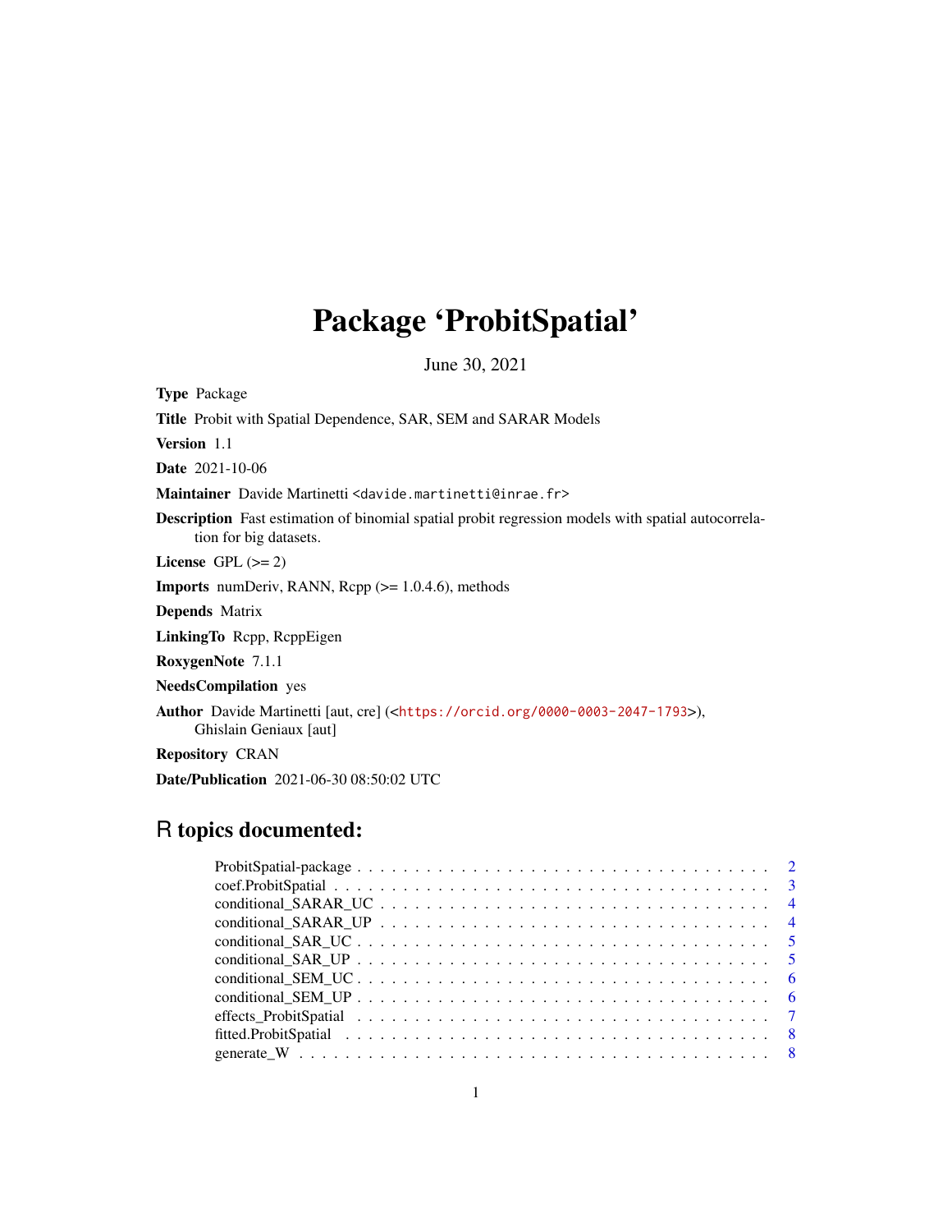# Package 'ProbitSpatial'

June 30, 2021

**Type** Package

**Title** Probit with Spatial Dependence, SAR, SEM and SARAR Models

**Version** 1.1

**Date** 2021-10-06

**Maintainer** Davide Martinetti <davide.martinetti@inrae.fr>

**Description** Fast estimation of binomial spatial probit regression models with spatial autocorrelation for big datasets.

**License** GPL (>= 2)

**Imports** numDeriv, RANN, Rcpp (>= 1.0.4.6), methods

**Depends** Matrix

**LinkingTo** Rcpp, RcppEigen

**RoxygenNote** 7.1.1

**NeedsCompilation** yes

**Author** Davide Martinetti [aut, cre] (<https://orcid.org/0000-0003-2047-1793>), Ghislain Geniaux [aut]

**Repository** CRAN

**Date/Publication** 2021-06-30 08:50:02 UTC

## R topics documented:

- ProbitSpatial-package . . . . . . . . . . . . . . . . . . . . . . . . . . . . . . . . . . 2
- coef.ProbitSpatial . . . . . . . . . . . . . . . . . . . . . . . . . . . . . . . . . . . . 3
- conditional_SARAR_UC . . . . . . . . . . . . . . . . . . . . . . . . . . . . . . . . . 4
- conditional_SARAR_UP . . . . . . . . . . . . . . . . . . . . . . . . . . . . . . . . . 4
- conditional_SAR_UC . . . . . . . . . . . . . . . . . . . . . . . . . . . . . . . . . . 5
- conditional_SAR_UP . . . . . . . . . . . . . . . . . . . . . . . . . . . . . . . . . . 5
- conditional_SEM_UC . . . . . . . . . . . . . . . . . . . . . . . . . . . . . . . . . . 6
- conditional_SEM_UP . . . . . . . . . . . . . . . . . . . . . . . . . . . . . . . . . . 6
- effects_ProbitSpatial . . . . . . . . . . . . . . . . . . . . . . . . . . . . . . . . . . 7
- fitted.ProbitSpatial . . . . . . . . . . . . . . . . . . . . . . . . . . . . . . . . . . 8
- generate_W . . . . . . . . . . . . . . . . . . . . . . . . . . . . . . . . . . . . . . . 8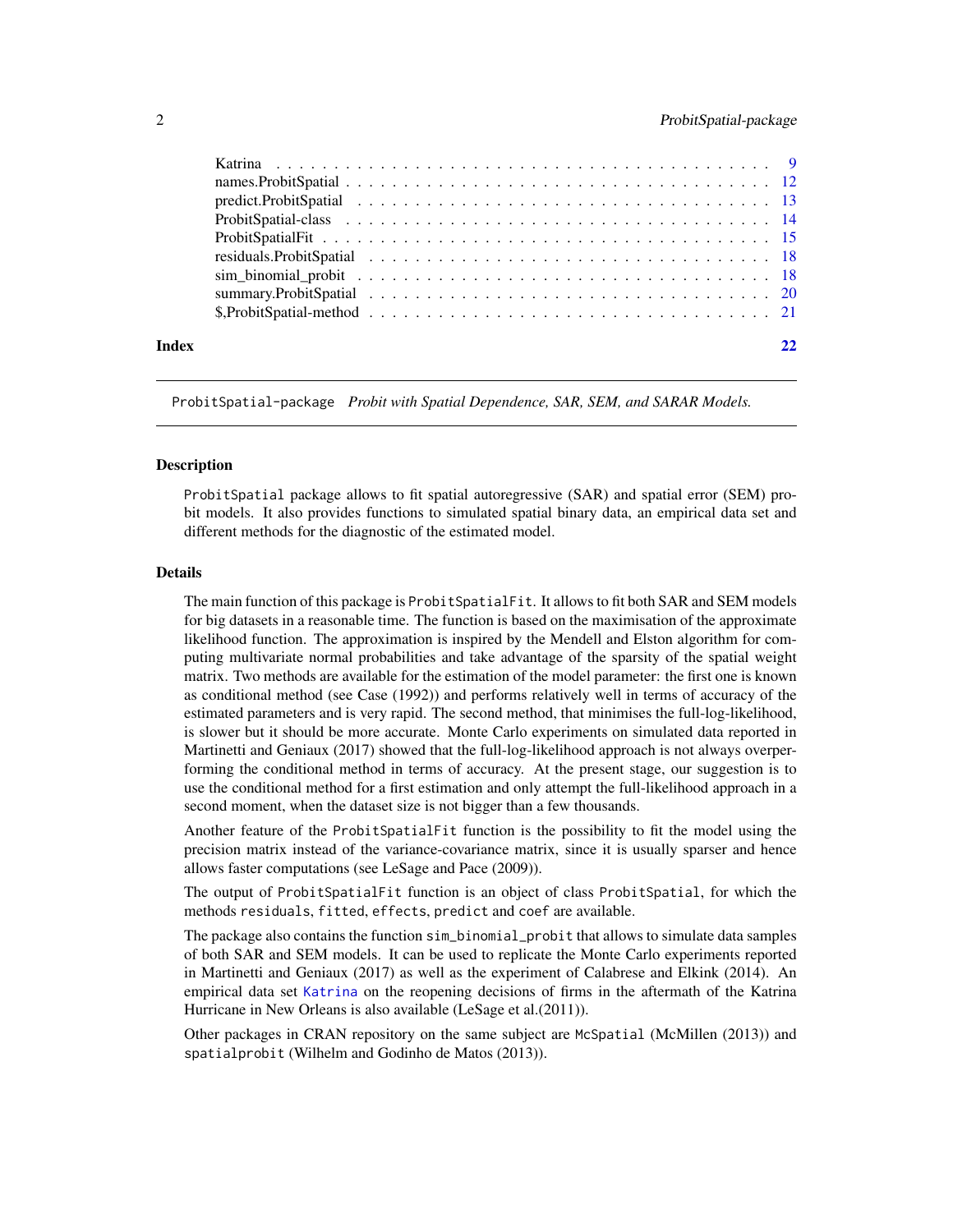| | |
|---|---|
| Katrina | 9 |
| names.ProbitSpatial | 12 |
| predict.ProbitSpatial | 13 |
| ProbitSpatial-class | 14 |
| ProbitSpatialFit | 15 |
| residuals.ProbitSpatial | 18 |
| sim_binomial_probit | 18 |
| summary.ProbitSpatial | 20 |
| $,ProbitSpatial-method | 21 |

**Index** 22

---

## ProbitSpatial-package *Probit with Spatial Dependence, SAR, SEM, and SARAR Models.*

---

### Description

`ProbitSpatial` package allows to fit spatial autoregressive (SAR) and spatial error (SEM) probit models. It also provides functions to simulated spatial binary data, an empirical data set and different methods for the diagnostic of the estimated model.

### Details

The main function of this package is `ProbitSpatialFit`. It allows to fit both SAR and SEM models for big datasets in a reasonable time. The function is based on the maximisation of the approximate likelihood function. The approximation is inspired by the Mendell and Elston algorithm for computing multivariate normal probabilities and take advantage of the sparsity of the spatial weight matrix. Two methods are available for the estimation of the model parameter: the first one is known as conditional method (see Case (1992)) and performs relatively well in terms of accuracy of the estimated parameters and is very rapid. The second method, that minimises the full-log-likelihood, is slower but it should be more accurate. Monte Carlo experiments on simulated data reported in Martinetti and Geniaux (2017) showed that the full-log-likelihood approach is not always overperforming the conditional method in terms of accuracy. At the present stage, our suggestion is to use the conditional method for a first estimation and only attempt the full-likelihood approach in a second moment, when the dataset size is not bigger than a few thousands.

Another feature of the `ProbitSpatialFit` function is the possibility to fit the model using the precision matrix instead of the variance-covariance matrix, since it is usually sparser and hence allows faster computations (see LeSage and Pace (2009)).

The output of `ProbitSpatialFit` function is an object of class `ProbitSpatial`, for which the methods `residuals`, `fitted`, `effects`, `predict` and `coef` are available.

The package also contains the function `sim_binomial_probit` that allows to simulate data samples of both SAR and SEM models. It can be used to replicate the Monte Carlo experiments reported in Martinetti and Geniaux (2017) as well as the experiment of Calabrese and Elkink (2014). An empirical data set Katrina on the reopening decisions of firms in the aftermath of the Katrina Hurricane in New Orleans is also available (LeSage et al.(2011)).

Other packages in CRAN repository on the same subject are `McSpatial` (McMillen (2013)) and `spatialprobit` (Wilhelm and Godinho de Matos (2013)).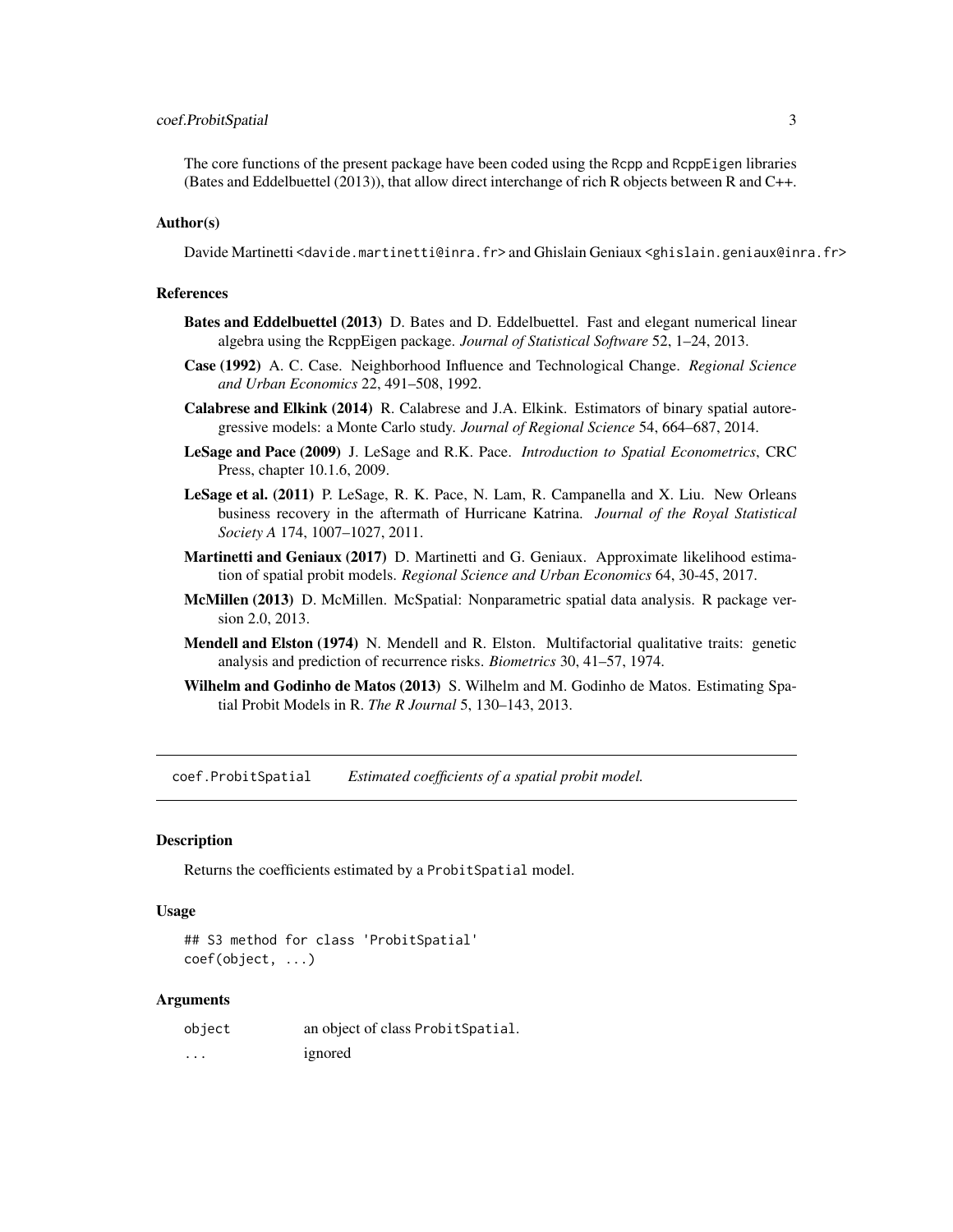The core functions of the present package have been coded using the Rcpp and RcppEigen libraries (Bates and Eddelbuettel (2013)), that allow direct interchange of rich R objects between R and C++.

### Author(s)

Davide Martinetti <davide.martinetti@inra.fr> and Ghislain Geniaux <ghislain.geniaux@inra.fr>

### References

**Bates and Eddelbuettel (2013)** D. Bates and D. Eddelbuettel. Fast and elegant numerical linear algebra using the RcppEigen package. *Journal of Statistical Software* 52, 1–24, 2013.

**Case (1992)** A. C. Case. Neighborhood Influence and Technological Change. *Regional Science and Urban Economics* 22, 491–508, 1992.

**Calabrese and Elkink (2014)** R. Calabrese and J.A. Elkink. Estimators of binary spatial autoregressive models: a Monte Carlo study. *Journal of Regional Science* 54, 664–687, 2014.

**LeSage and Pace (2009)** J. LeSage and R.K. Pace. *Introduction to Spatial Econometrics*, CRC Press, chapter 10.1.6, 2009.

**LeSage et al. (2011)** P. LeSage, R. K. Pace, N. Lam, R. Campanella and X. Liu. New Orleans business recovery in the aftermath of Hurricane Katrina. *Journal of the Royal Statistical Society A* 174, 1007–1027, 2011.

**Martinetti and Geniaux (2017)** D. Martinetti and G. Geniaux. Approximate likelihood estimation of spatial probit models. *Regional Science and Urban Economics* 64, 30-45, 2017.

**McMillen (2013)** D. McMillen. McSpatial: Nonparametric spatial data analysis. R package version 2.0, 2013.

**Mendell and Elston (1974)** N. Mendell and R. Elston. Multifactorial qualitative traits: genetic analysis and prediction of recurrence risks. *Biometrics* 30, 41–57, 1974.

**Wilhelm and Godinho de Matos (2013)** S. Wilhelm and M. Godinho de Matos. Estimating Spatial Probit Models in R. *The R Journal* 5, 130–143, 2013.

---

## coef.ProbitSpatial — *Estimated coefficients of a spatial probit model.*

### Description

Returns the coefficients estimated by a ProbitSpatial model.

### Usage

```
## S3 method for class 'ProbitSpatial'
coef(object, ...)
```

### Arguments

| | |
|---|---|
| object | an object of class ProbitSpatial. |
| ... | ignored |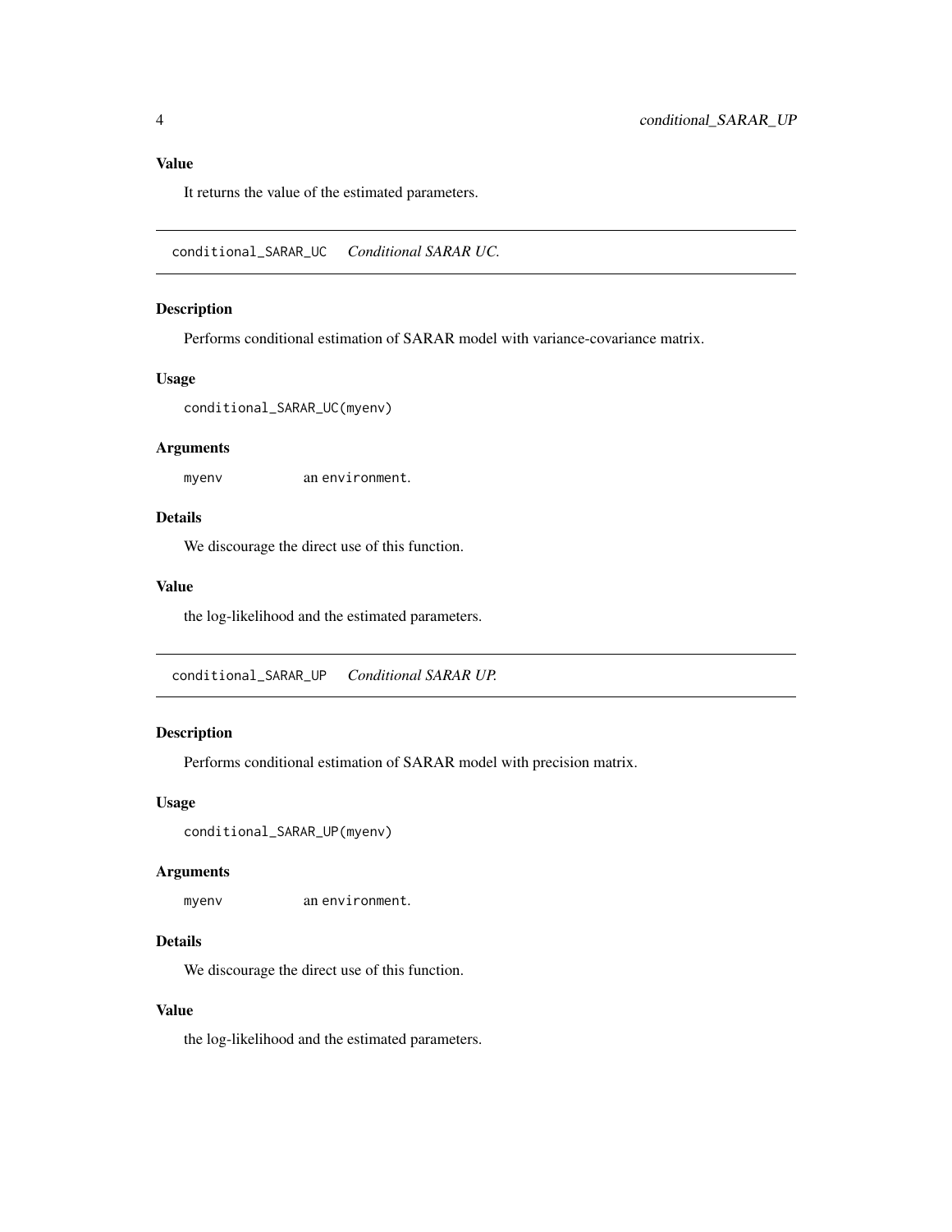### Value

It returns the value of the estimated parameters.

---

## conditional_SARAR_UC    *Conditional SARAR UC.*

### Description

Performs conditional estimation of SARAR model with variance-covariance matrix.

### Usage

```
conditional_SARAR_UC(myenv)
```

### Arguments

| | |
|---|---|
| myenv | an environment. |

### Details

We discourage the direct use of this function.

### Value

the log-likelihood and the estimated parameters.

---

## conditional_SARAR_UP    *Conditional SARAR UP.*

### Description

Performs conditional estimation of SARAR model with precision matrix.

### Usage

```
conditional_SARAR_UP(myenv)
```

### Arguments

| | |
|---|---|
| myenv | an environment. |

### Details

We discourage the direct use of this function.

### Value

the log-likelihood and the estimated parameters.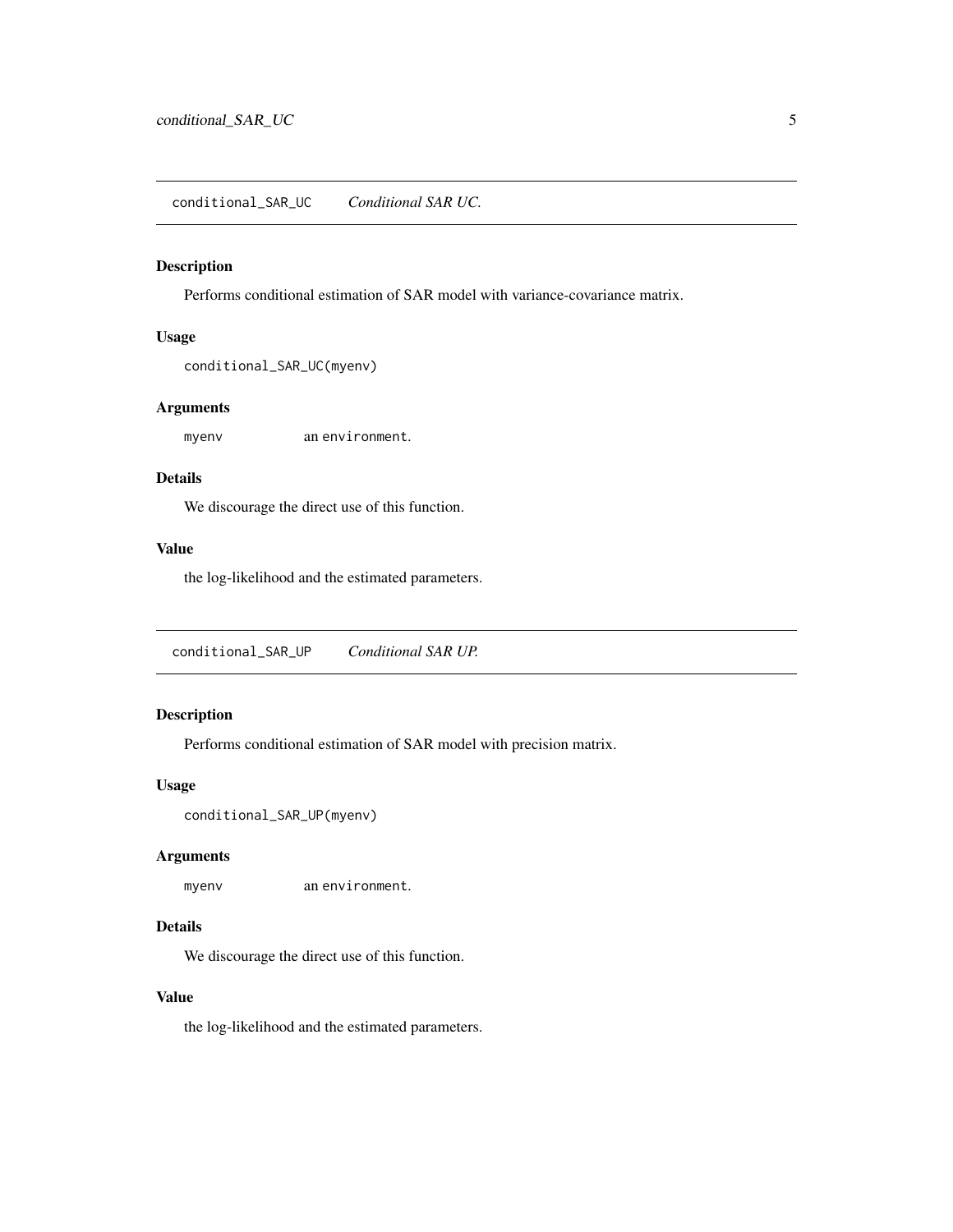## conditional_SAR_UC *Conditional SAR UC.*

### Description

Performs conditional estimation of SAR model with variance-covariance matrix.

### Usage

```
conditional_SAR_UC(myenv)
```

### Arguments

| | |
|---|---|
| myenv | an `environment`. |

### Details

We discourage the direct use of this function.

### Value

the log-likelihood and the estimated parameters.

## conditional_SAR_UP *Conditional SAR UP.*

### Description

Performs conditional estimation of SAR model with precision matrix.

### Usage

```
conditional_SAR_UP(myenv)
```

### Arguments

| | |
|---|---|
| myenv | an `environment`. |

### Details

We discourage the direct use of this function.

### Value

the log-likelihood and the estimated parameters.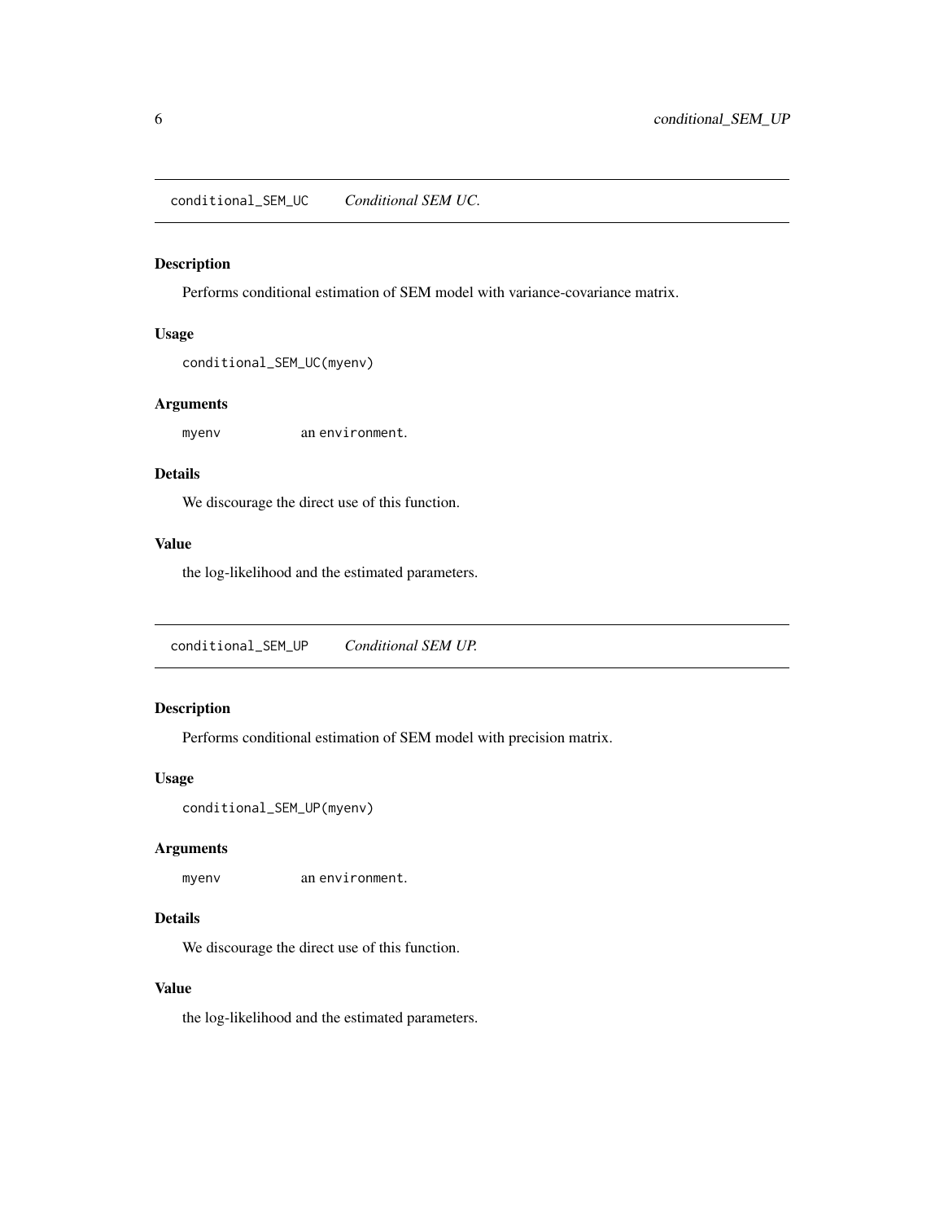## conditional_SEM_UC *Conditional SEM UC.*

### Description

Performs conditional estimation of SEM model with variance-covariance matrix.

### Usage

```
conditional_SEM_UC(myenv)
```

### Arguments

`myenv` an `environment`.

### Details

We discourage the direct use of this function.

### Value

the log-likelihood and the estimated parameters.

## conditional_SEM_UP *Conditional SEM UP.*

### Description

Performs conditional estimation of SEM model with precision matrix.

### Usage

```
conditional_SEM_UP(myenv)
```

### Arguments

`myenv` an `environment`.

### Details

We discourage the direct use of this function.

### Value

the log-likelihood and the estimated parameters.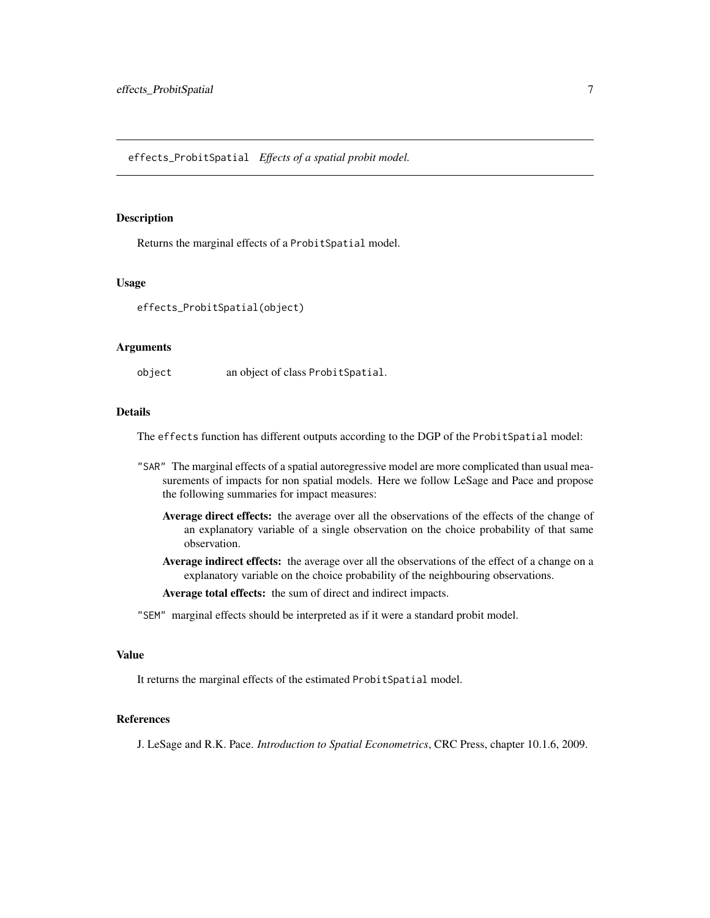## effects_ProbitSpatial *Effects of a spatial probit model.*

### Description

Returns the marginal effects of a `ProbitSpatial` model.

### Usage

```
effects_ProbitSpatial(object)
```

### Arguments

object  an object of class `ProbitSpatial`.

### Details

The `effects` function has different outputs according to the DGP of the `ProbitSpatial` model:

"SAR" The marginal effects of a spatial autoregressive model are more complicated than usual measurements of impacts for non spatial models. Here we follow LeSage and Pace and propose the following summaries for impact measures:

- **Average direct effects:** the average over all the observations of the effects of the change of an explanatory variable of a single observation on the choice probability of that same observation.
- **Average indirect effects:** the average over all the observations of the effect of a change on a explanatory variable on the choice probability of the neighbouring observations.
- **Average total effects:** the sum of direct and indirect impacts.

"SEM" marginal effects should be interpreted as if it were a standard probit model.

### Value

It returns the marginal effects of the estimated `ProbitSpatial` model.

### References

J. LeSage and R.K. Pace. *Introduction to Spatial Econometrics*, CRC Press, chapter 10.1.6, 2009.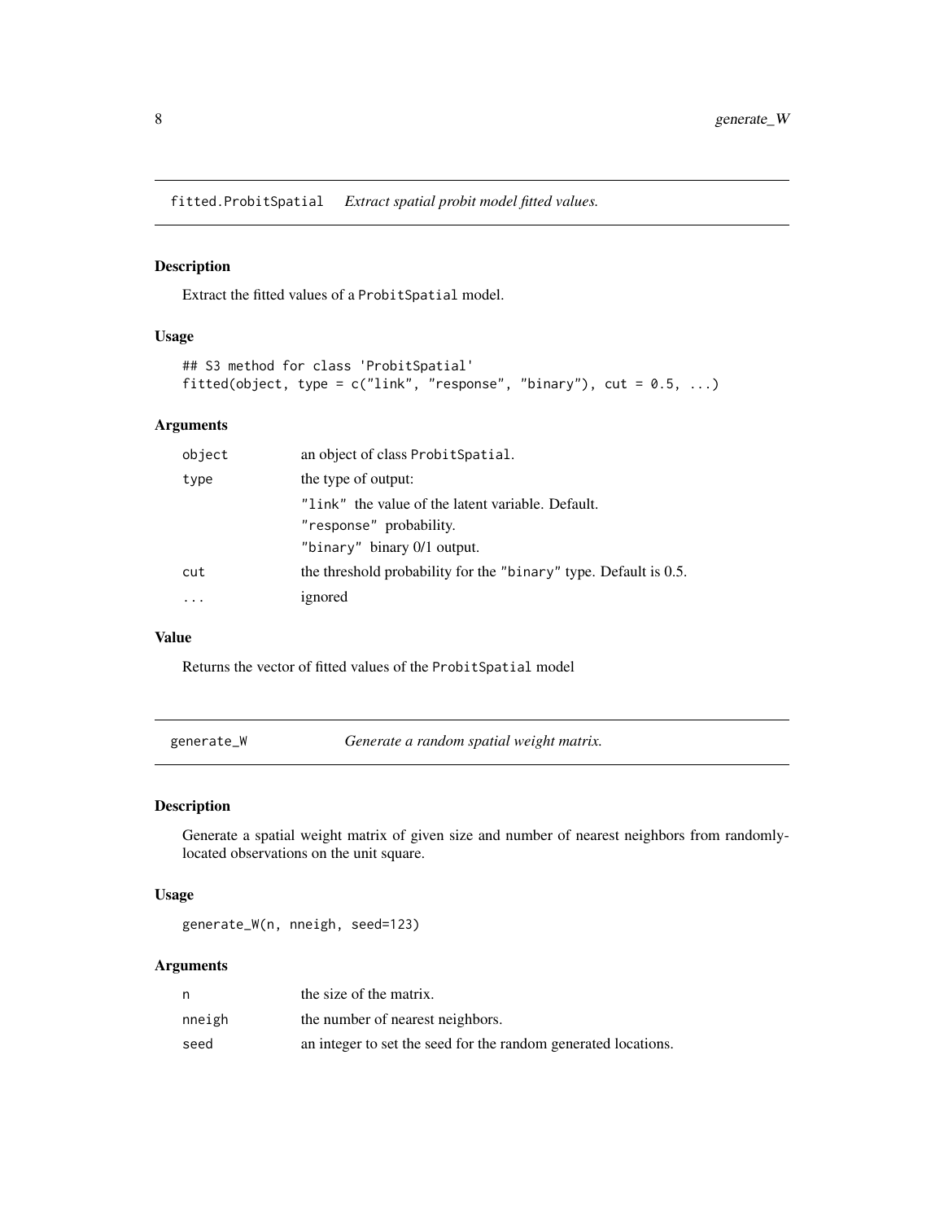## fitted.ProbitSpatial — *Extract spatial probit model fitted values.*

### Description

Extract the fitted values of a ProbitSpatial model.

### Usage

```
## S3 method for class 'ProbitSpatial'
fitted(object, type = c("link", "response", "binary"), cut = 0.5, ...)
```

### Arguments

| | |
|---|---|
| object | an object of class ProbitSpatial. |
| type | the type of output:<br>"link" the value of the latent variable. Default.<br>"response" probability.<br>"binary" binary 0/1 output. |
| cut | the threshold probability for the "binary" type. Default is 0.5. |
| ... | ignored |

### Value

Returns the vector of fitted values of the ProbitSpatial model

## generate_W — *Generate a random spatial weight matrix.*

### Description

Generate a spatial weight matrix of given size and number of nearest neighbors from randomly-located observations on the unit square.

### Usage

```
generate_W(n, nneigh, seed=123)
```

### Arguments

| | |
|---|---|
| n | the size of the matrix. |
| nneigh | the number of nearest neighbors. |
| seed | an integer to set the seed for the random generated locations. |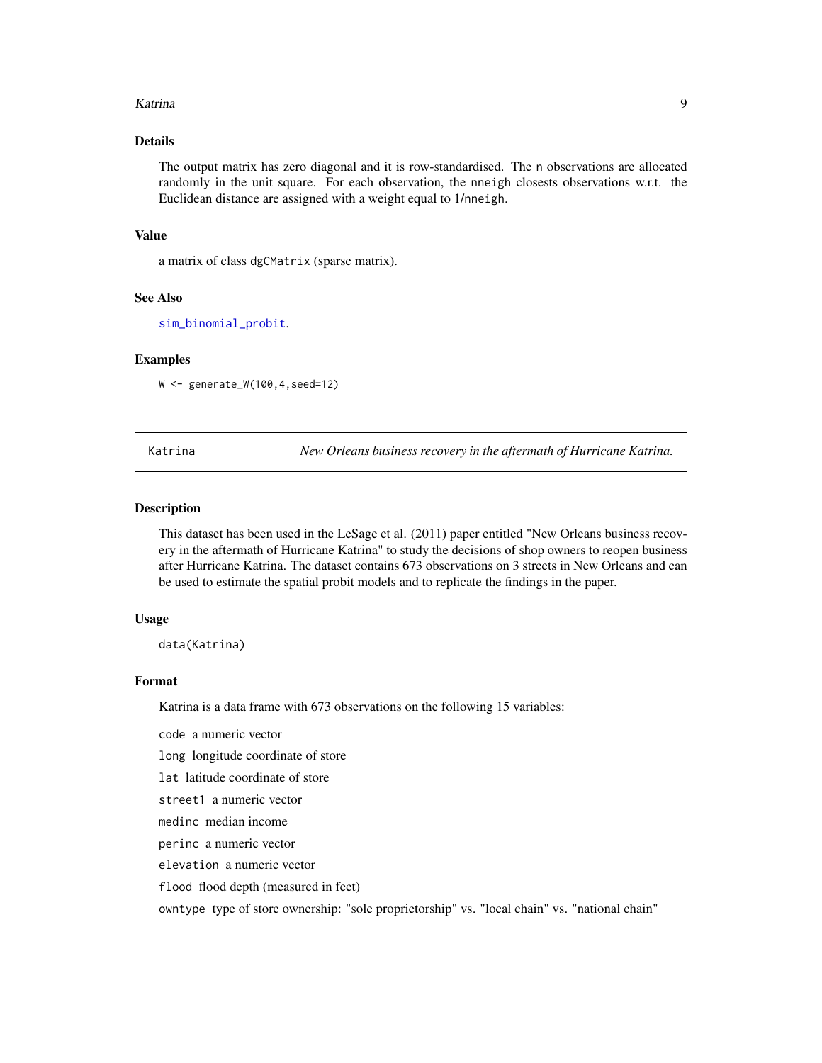### Details

The output matrix has zero diagonal and it is row-standardised. The `n` observations are allocated randomly in the unit square. For each observation, the `nneigh` closests observations w.r.t. the Euclidean distance are assigned with a weight equal to 1/`nneigh`.

### Value

a matrix of class `dgCMatrix` (sparse matrix).

### See Also

`sim_binomial_probit`.

### Examples

```
W <- generate_W(100,4,seed=12)
```

---

## Katrina — *New Orleans business recovery in the aftermath of Hurricane Katrina.*

---

### Description

This dataset has been used in the LeSage et al. (2011) paper entitled "New Orleans business recovery in the aftermath of Hurricane Katrina" to study the decisions of shop owners to reopen business after Hurricane Katrina. The dataset contains 673 observations on 3 streets in New Orleans and can be used to estimate the spatial probit models and to replicate the findings in the paper.

### Usage

```
data(Katrina)
```

### Format

Katrina is a data frame with 673 observations on the following 15 variables:

- `code` a numeric vector
- `long` longitude coordinate of store
- `lat` latitude coordinate of store
- `street1` a numeric vector
- `medinc` median income
- `perinc` a numeric vector
- `elevation` a numeric vector
- `flood` flood depth (measured in feet)
- `owntype` type of store ownership: "sole proprietorship" vs. "local chain" vs. "national chain"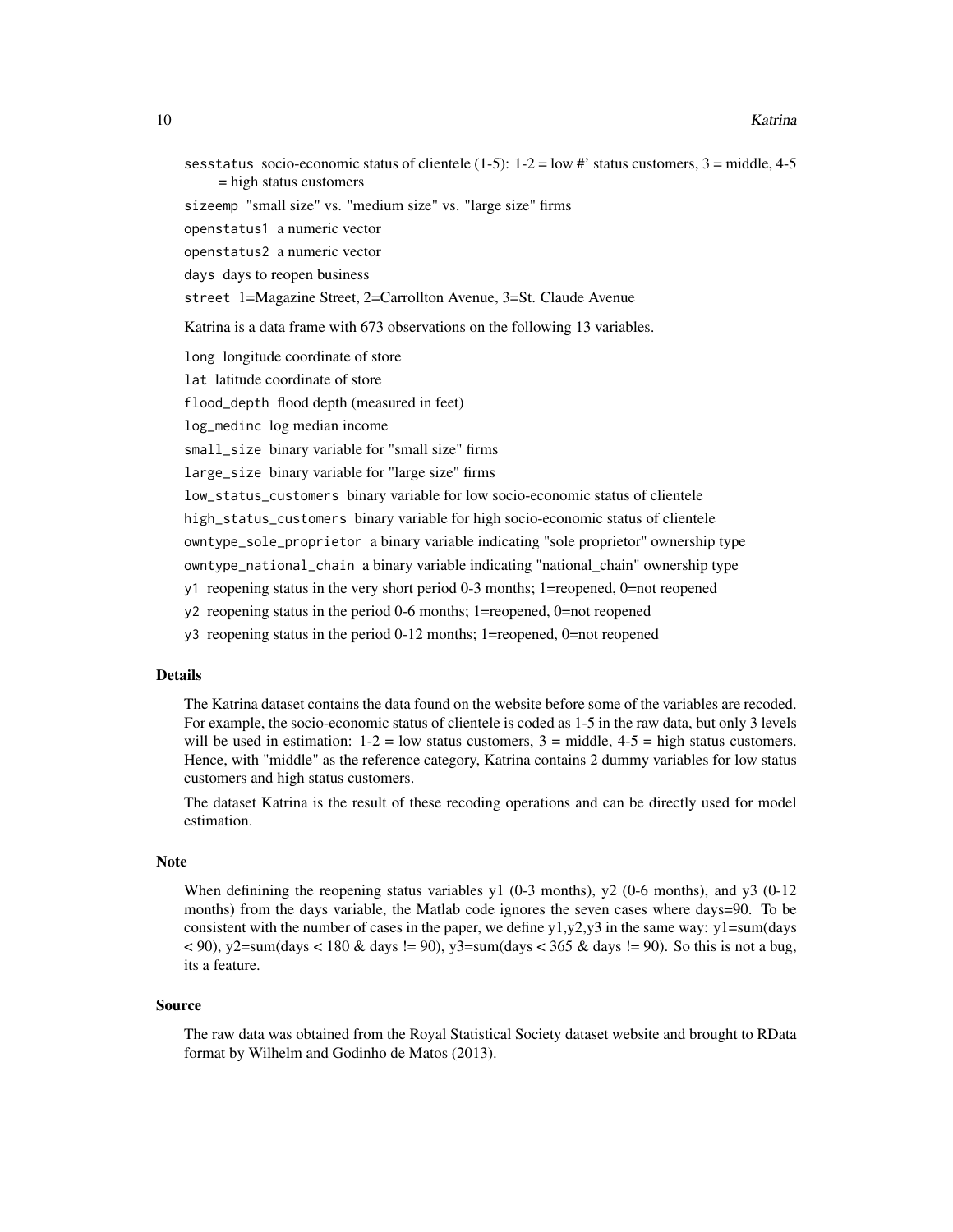sesstatus socio-economic status of clientele (1-5): 1-2 = low #' status customers, 3 = middle, 4-5 = high status customers

sizeemp "small size" vs. "medium size" vs. "large size" firms

openstatus1 a numeric vector

openstatus2 a numeric vector

days days to reopen business

street 1=Magazine Street, 2=Carrollton Avenue, 3=St. Claude Avenue

Katrina is a data frame with 673 observations on the following 13 variables.

long longitude coordinate of store

lat latitude coordinate of store

flood_depth flood depth (measured in feet)

log_medinc log median income

small_size binary variable for "small size" firms

large_size binary variable for "large size" firms

low_status_customers binary variable for low socio-economic status of clientele

high_status_customers binary variable for high socio-economic status of clientele

owntype_sole_proprietor a binary variable indicating "sole proprietor" ownership type

owntype_national_chain a binary variable indicating "national_chain" ownership type

y1 reopening status in the very short period 0-3 months; 1=reopened, 0=not reopened

y2 reopening status in the period 0-6 months; 1=reopened, 0=not reopened

y3 reopening status in the period 0-12 months; 1=reopened, 0=not reopened

### Details

The Katrina dataset contains the data found on the website before some of the variables are recoded. For example, the socio-economic status of clientele is coded as 1-5 in the raw data, but only 3 levels will be used in estimation: 1-2 = low status customers, 3 = middle, 4-5 = high status customers. Hence, with "middle" as the reference category, Katrina contains 2 dummy variables for low status customers and high status customers.

The dataset Katrina is the result of these recoding operations and can be directly used for model estimation.

### Note

When defining the reopening status variables y1 (0-3 months), y2 (0-6 months), and y3 (0-12 months) from the days variable, the Matlab code ignores the seven cases where days=90. To be consistent with the number of cases in the paper, we define y1,y2,y3 in the same way: y1=sum(days < 90), y2=sum(days < 180 & days != 90), y3=sum(days < 365 & days != 90). So this is not a bug, its a feature.

### Source

The raw data was obtained from the Royal Statistical Society dataset website and brought to RData format by Wilhelm and Godinho de Matos (2013).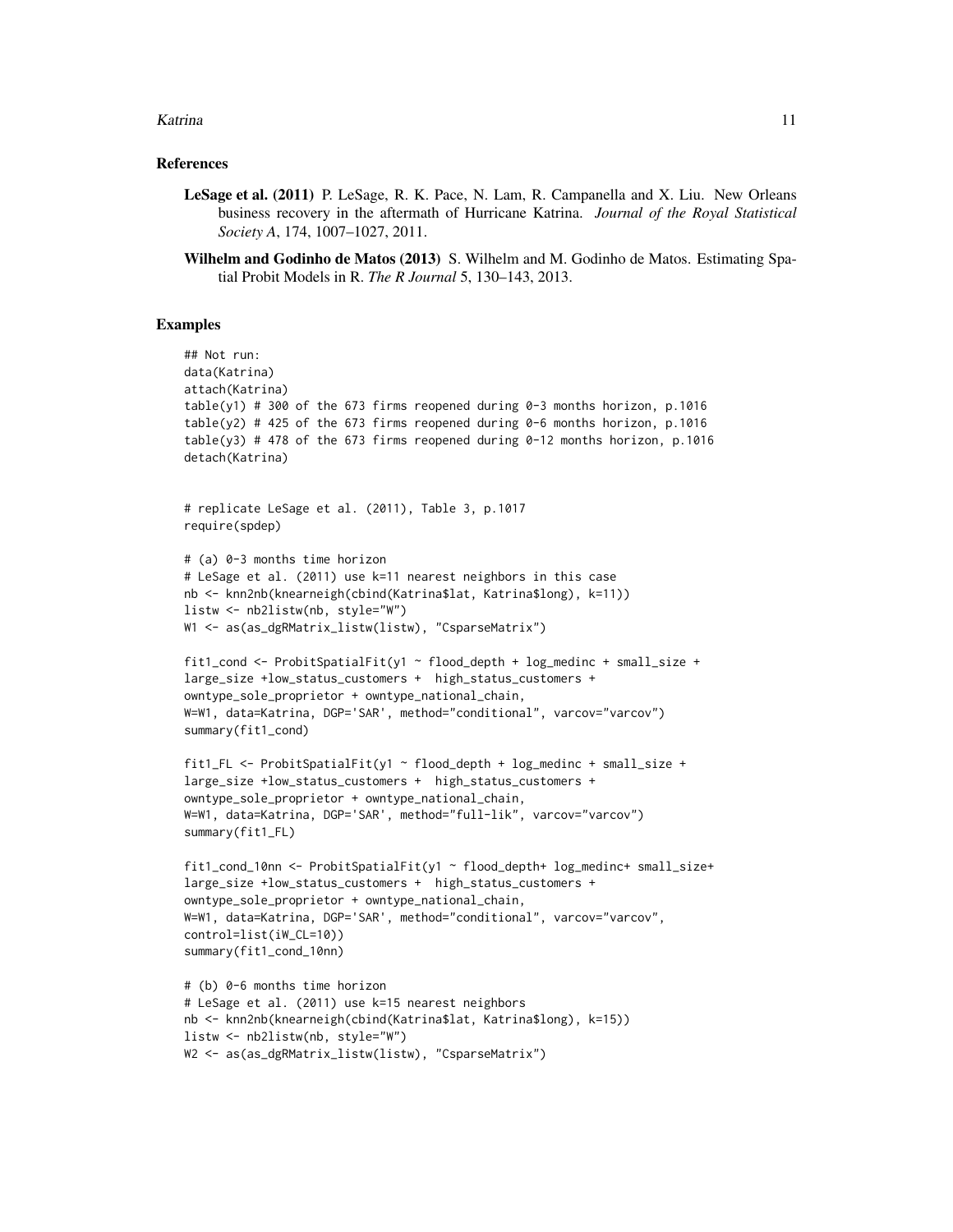### References

**LeSage et al. (2011)** P. LeSage, R. K. Pace, N. Lam, R. Campanella and X. Liu. New Orleans business recovery in the aftermath of Hurricane Katrina. *Journal of the Royal Statistical Society A*, 174, 1007–1027, 2011.

**Wilhelm and Godinho de Matos (2013)** S. Wilhelm and M. Godinho de Matos. Estimating Spatial Probit Models in R. *The R Journal* 5, 130–143, 2013.

### Examples

```
## Not run:
data(Katrina)
attach(Katrina)
table(y1) # 300 of the 673 firms reopened during 0-3 months horizon, p.1016
table(y2) # 425 of the 673 firms reopened during 0-6 months horizon, p.1016
table(y3) # 478 of the 673 firms reopened during 0-12 months horizon, p.1016
detach(Katrina)


# replicate LeSage et al. (2011), Table 3, p.1017
require(spdep)

# (a) 0-3 months time horizon
# LeSage et al. (2011) use k=11 nearest neighbors in this case
nb <- knn2nb(knearneigh(cbind(Katrina$lat, Katrina$long), k=11))
listw <- nb2listw(nb, style="W")
W1 <- as(as_dgRMatrix_listw(listw), "CsparseMatrix")

fit1_cond <- ProbitSpatialFit(y1 ~ flood_depth + log_medinc + small_size +
large_size +low_status_customers +  high_status_customers +
owntype_sole_proprietor + owntype_national_chain,
W=W1, data=Katrina, DGP='SAR', method="conditional", varcov="varcov")
summary(fit1_cond)

fit1_FL <- ProbitSpatialFit(y1 ~ flood_depth + log_medinc + small_size +
large_size +low_status_customers +  high_status_customers +
owntype_sole_proprietor + owntype_national_chain,
W=W1, data=Katrina, DGP='SAR', method="full-lik", varcov="varcov")
summary(fit1_FL)

fit1_cond_10nn <- ProbitSpatialFit(y1 ~ flood_depth+ log_medinc+ small_size+
large_size +low_status_customers +  high_status_customers +
owntype_sole_proprietor + owntype_national_chain,
W=W1, data=Katrina, DGP='SAR', method="conditional", varcov="varcov",
control=list(iW_CL=10))
summary(fit1_cond_10nn)

# (b) 0-6 months time horizon
# LeSage et al. (2011) use k=15 nearest neighbors
nb <- knn2nb(knearneigh(cbind(Katrina$lat, Katrina$long), k=15))
listw <- nb2listw(nb, style="W")
W2 <- as(as_dgRMatrix_listw(listw), "CsparseMatrix")
```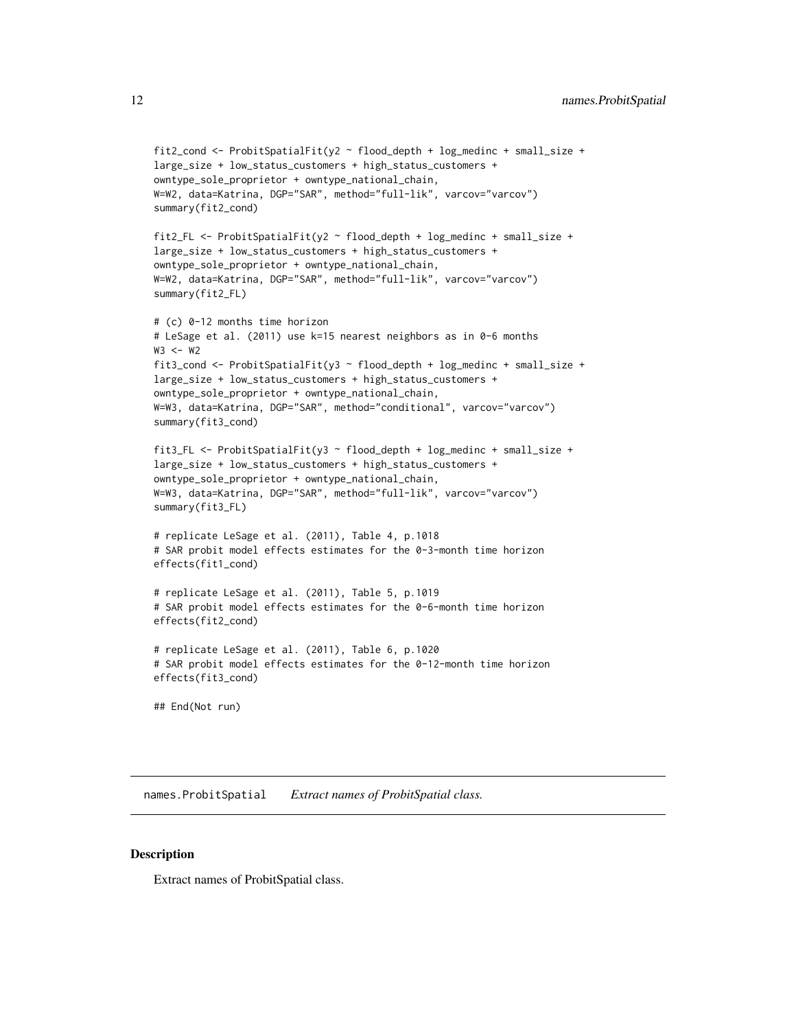```
fit2_cond <- ProbitSpatialFit(y2 ~ flood_depth + log_medinc + small_size +
large_size + low_status_customers + high_status_customers +
owntype_sole_proprietor + owntype_national_chain,
W=W2, data=Katrina, DGP="SAR", method="full-lik", varcov="varcov")
summary(fit2_cond)

fit2_FL <- ProbitSpatialFit(y2 ~ flood_depth + log_medinc + small_size +
large_size + low_status_customers + high_status_customers +
owntype_sole_proprietor + owntype_national_chain,
W=W2, data=Katrina, DGP="SAR", method="full-lik", varcov="varcov")
summary(fit2_FL)

# (c) 0-12 months time horizon
# LeSage et al. (2011) use k=15 nearest neighbors as in 0-6 months
W3 <- W2
fit3_cond <- ProbitSpatialFit(y3 ~ flood_depth + log_medinc + small_size +
large_size + low_status_customers + high_status_customers +
owntype_sole_proprietor + owntype_national_chain,
W=W3, data=Katrina, DGP="SAR", method="conditional", varcov="varcov")
summary(fit3_cond)

fit3_FL <- ProbitSpatialFit(y3 ~ flood_depth + log_medinc + small_size +
large_size + low_status_customers + high_status_customers +
owntype_sole_proprietor + owntype_national_chain,
W=W3, data=Katrina, DGP="SAR", method="full-lik", varcov="varcov")
summary(fit3_FL)

# replicate LeSage et al. (2011), Table 4, p.1018
# SAR probit model effects estimates for the 0-3-month time horizon
effects(fit1_cond)

# replicate LeSage et al. (2011), Table 5, p.1019
# SAR probit model effects estimates for the 0-6-month time horizon
effects(fit2_cond)

# replicate LeSage et al. (2011), Table 6, p.1020
# SAR probit model effects estimates for the 0-12-month time horizon
effects(fit3_cond)

## End(Not run)
```

## names.ProbitSpatial *Extract names of ProbitSpatial class.*

### Description

Extract names of ProbitSpatial class.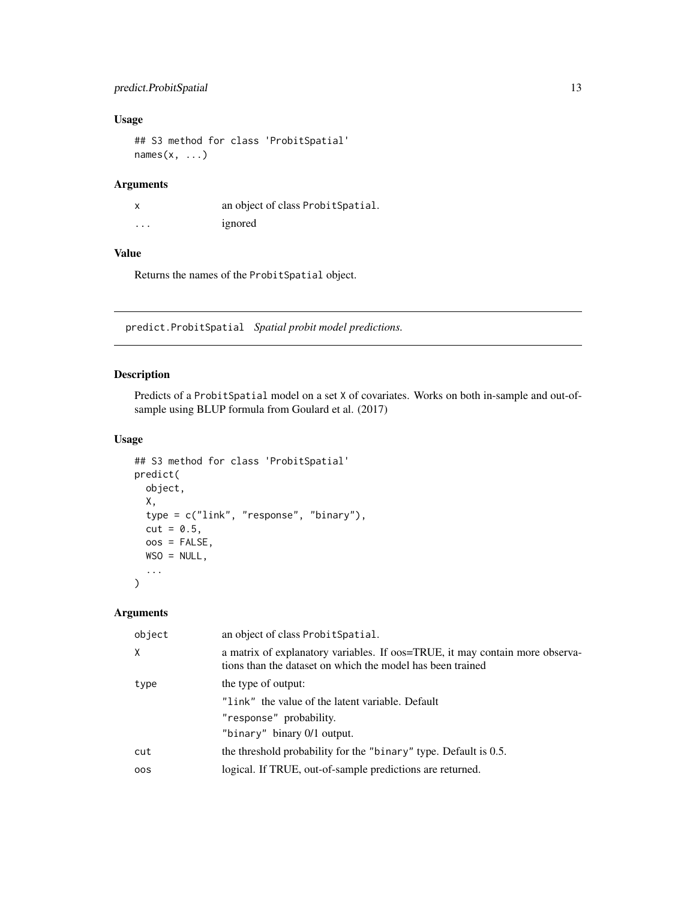## Usage

```
## S3 method for class 'ProbitSpatial'
names(x, ...)
```

## Arguments

| | |
|---|---|
| x | an object of class ProbitSpatial. |
| ... | ignored |

## Value

Returns the names of the ProbitSpatial object.

---

# predict.ProbitSpatial *Spatial probit model predictions.*

---

## Description

Predicts of a ProbitSpatial model on a set X of covariates. Works on both in-sample and out-of-sample using BLUP formula from Goulard et al. (2017)

## Usage

```
## S3 method for class 'ProbitSpatial'
predict(
  object,
  X,
  type = c("link", "response", "binary"),
  cut = 0.5,
  oos = FALSE,
  WSO = NULL,
  ...
)
```

## Arguments

| | |
|---|---|
| object | an object of class ProbitSpatial. |
| X | a matrix of explanatory variables. If oos=TRUE, it may contain more observations than the dataset on which the model has been trained |
| type | the type of output:<br>"link" the value of the latent variable. Default<br>"response" probability.<br>"binary" binary 0/1 output. |
| cut | the threshold probability for the "binary" type. Default is 0.5. |
| oos | logical. If TRUE, out-of-sample predictions are returned. |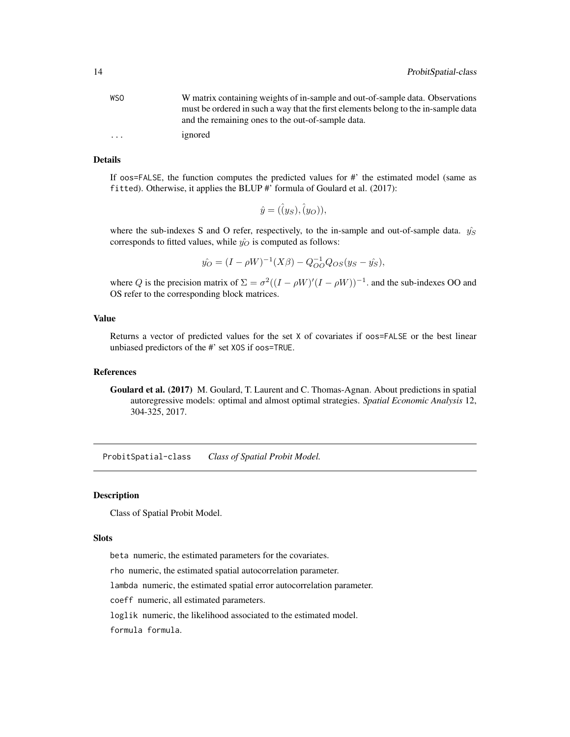| | |
|---|---|
| WSO | W matrix containing weights of in-sample and out-of-sample data. Observations must be ordered in such a way that the first elements belong to the in-sample data and the remaining ones to the out-of-sample data. |
| ... | ignored |

### Details

If oos=FALSE, the function computes the predicted values for #' the estimated model (same as fitted). Otherwise, it applies the BLUP #' formula of Goulard et al. (2017):

$$\hat{y} = (\hat{(y_S)}, \hat{(y_O)}),$$

where the sub-indexes S and O refer, respectively, to the in-sample and out-of-sample data. $\hat{y_S}$ corresponds to fitted values, while $\hat{y_O}$ is computed as follows:

$$\hat{y_O} = (I - \rho W)^{-1}(X\beta) - Q_{OO}^{-1} Q_{OS}(y_S - \hat{y_S}),$$

where $Q$ is the precision matrix of $\Sigma = \sigma^2((I - \rho W)'(I - \rho W))^{-1}$. and the sub-indexes OO and OS refer to the corresponding block matrices.

### Value

Returns a vector of predicted values for the set X of covariates if oos=FALSE or the best linear unbiased predictors of the #' set XOS if oos=TRUE.

### References

**Goulard et al. (2017)** M. Goulard, T. Laurent and C. Thomas-Agnan. About predictions in spatial autoregressive models: optimal and almost optimal strategies. *Spatial Economic Analysis* 12, 304-325, 2017.

---

## ProbitSpatial-class *Class of Spatial Probit Model.*

### Description

Class of Spatial Probit Model.

### Slots

beta numeric, the estimated parameters for the covariates.

rho numeric, the estimated spatial autocorrelation parameter.

lambda numeric, the estimated spatial error autocorrelation parameter.

coeff numeric, all estimated parameters.

loglik numeric, the likelihood associated to the estimated model.

formula formula.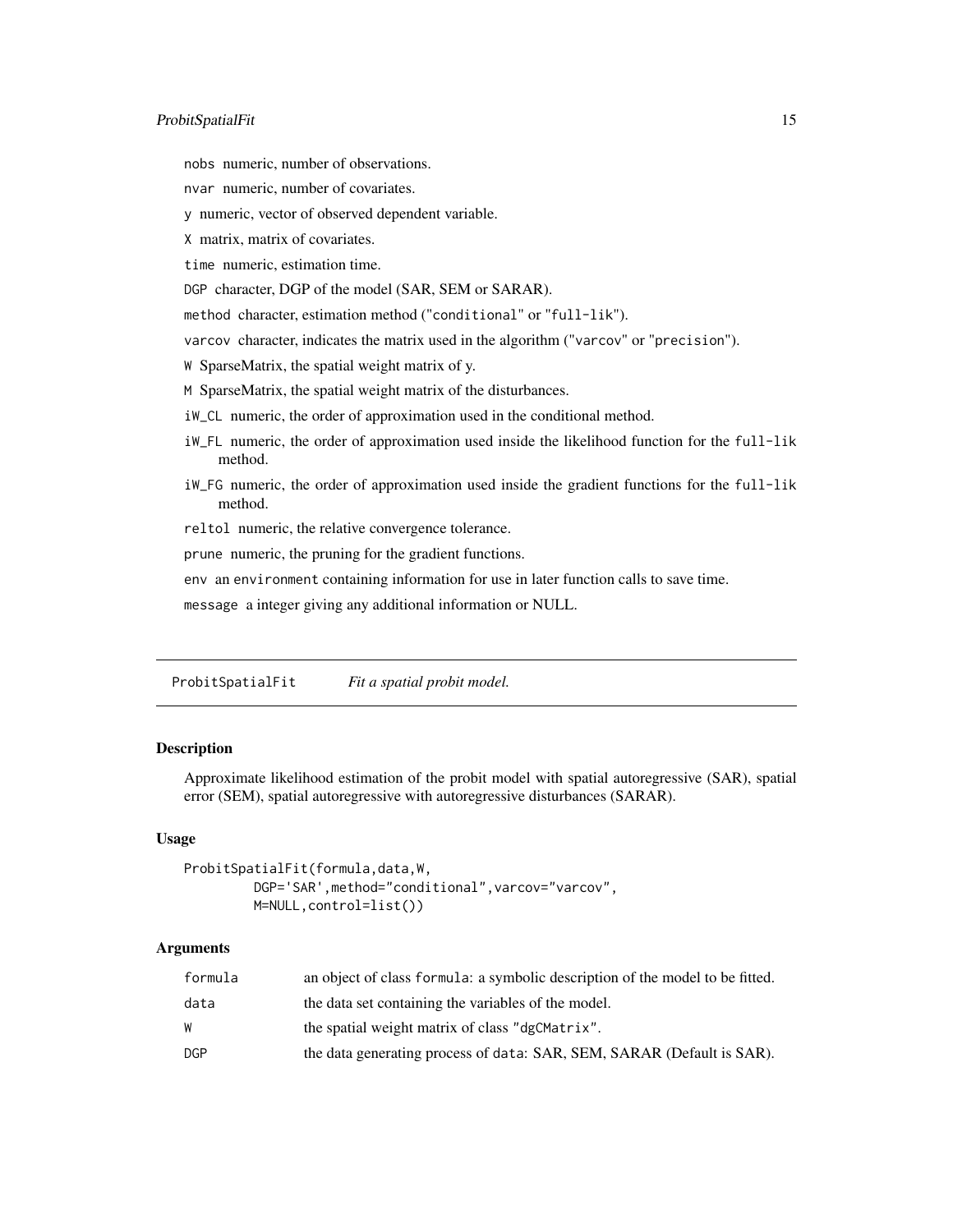nobs numeric, number of observations.

nvar numeric, number of covariates.

y numeric, vector of observed dependent variable.

X matrix, matrix of covariates.

time numeric, estimation time.

DGP character, DGP of the model (SAR, SEM or SARAR).

method character, estimation method ("conditional" or "full-lik").

varcov character, indicates the matrix used in the algorithm ("varcov" or "precision").

W SparseMatrix, the spatial weight matrix of y.

M SparseMatrix, the spatial weight matrix of the disturbances.

iW_CL numeric, the order of approximation used in the conditional method.

iW_FL numeric, the order of approximation used inside the likelihood function for the full-lik method.

iW_FG numeric, the order of approximation used inside the gradient functions for the full-lik method.

reltol numeric, the relative convergence tolerance.

prune numeric, the pruning for the gradient functions.

env an environment containing information for use in later function calls to save time.

message a integer giving any additional information or NULL.

---

## ProbitSpatialFit *Fit a spatial probit model.*

### Description

Approximate likelihood estimation of the probit model with spatial autoregressive (SAR), spatial error (SEM), spatial autoregressive with autoregressive disturbances (SARAR).

### Usage

```
ProbitSpatialFit(formula,data,W,
        DGP='SAR',method="conditional",varcov="varcov",
        M=NULL,control=list())
```

### Arguments

| | |
|---|---|
| formula | an object of class formula: a symbolic description of the model to be fitted. |
| data | the data set containing the variables of the model. |
| W | the spatial weight matrix of class "dgCMatrix". |
| DGP | the data generating process of data: SAR, SEM, SARAR (Default is SAR). |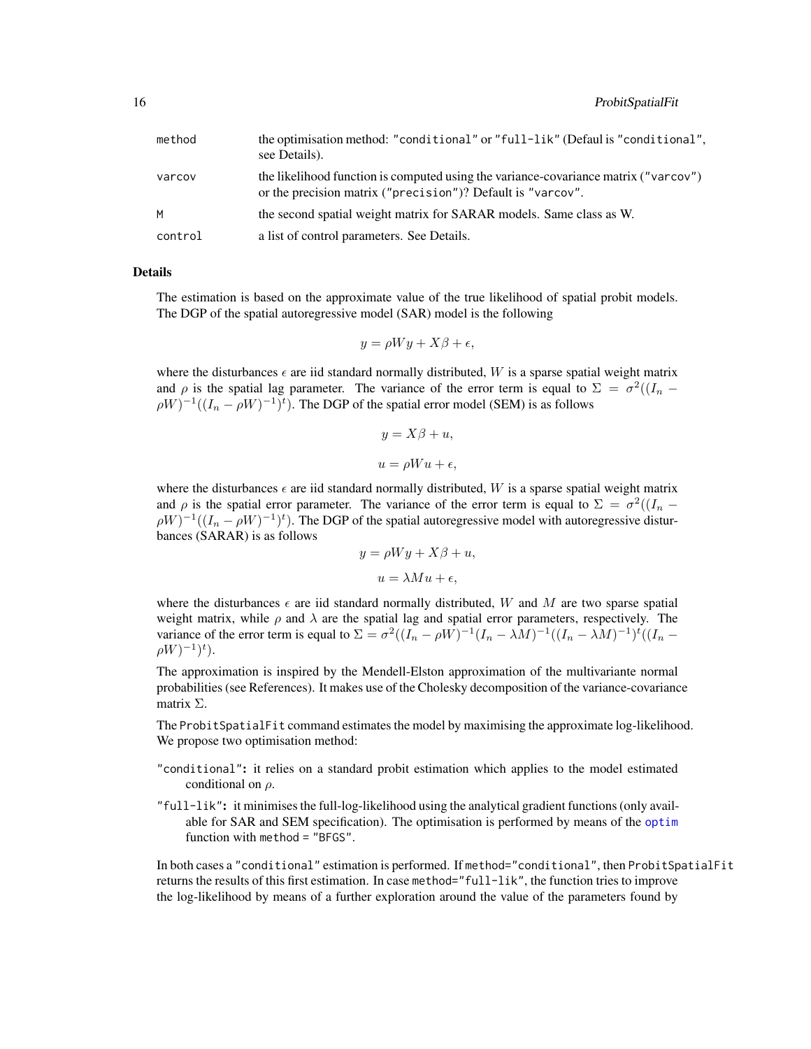| | |
|---|---|
| method | the optimisation method: "conditional" or "full-lik" (Defaul is "conditional", see Details). |
| varcov | the likelihood function is computed using the variance-covariance matrix ("varcov") or the precision matrix ("precision")? Default is "varcov". |
| M | the second spatial weight matrix for SARAR models. Same class as W. |
| control | a list of control parameters. See Details. |

### Details

The estimation is based on the approximate value of the true likelihood of spatial probit models. The DGP of the spatial autoregressive model (SAR) model is the following

$$y = \rho W y + X\beta + \epsilon,$$

where the disturbances $\epsilon$ are iid standard normally distributed, $W$ is a sparse spatial weight matrix and $\rho$ is the spatial lag parameter. The variance of the error term is equal to $\Sigma = \sigma^2((I_n - \rho W)^{-1}((I_n - \rho W)^{-1})^t)$. The DGP of the spatial error model (SEM) is as follows

$$y = X\beta + u,$$

$$u = \rho W u + \epsilon,$$

where the disturbances $\epsilon$ are iid standard normally distributed, $W$ is a sparse spatial weight matrix and $\rho$ is the spatial error parameter. The variance of the error term is equal to $\Sigma = \sigma^2((I_n - \rho W)^{-1}((I_n - \rho W)^{-1})^t)$. The DGP of the spatial autoregressive model with autoregressive disturbances (SARAR) is as follows

$$y = \rho W y + X\beta + u,$$

$$u = \lambda M u + \epsilon,$$

where the disturbances $\epsilon$ are iid standard normally distributed, $W$ and $M$ are two sparse spatial weight matrix, while $\rho$ and $\lambda$ are the spatial lag and spatial error parameters, respectively. The variance of the error term is equal to $\Sigma = \sigma^2((I_n - \rho W)^{-1}(I_n - \lambda M)^{-1}((I_n - \lambda M)^{-1})^t((I_n - \rho W)^{-1})^t)$.

The approximation is inspired by the Mendell-Elston approximation of the multivariante normal probabilities (see References). It makes use of the Cholesky decomposition of the variance-covariance matrix $\Sigma$.

The ProbitSpatialFit command estimates the model by maximising the approximate log-likelihood. We propose two optimisation method:

**"conditional":** it relies on a standard probit estimation which applies to the model estimated conditional on $\rho$.

**"full-lik":** it minimises the full-log-likelihood using the analytical gradient functions (only available for SAR and SEM specification). The optimisation is performed by means of the optim function with method = "BFGS".

In both cases a "conditional" estimation is performed. If method="conditional", then ProbitSpatialFit returns the results of this first estimation. In case method="full-lik", the function tries to improve the log-likelihood by means of a further exploration around the value of the parameters found by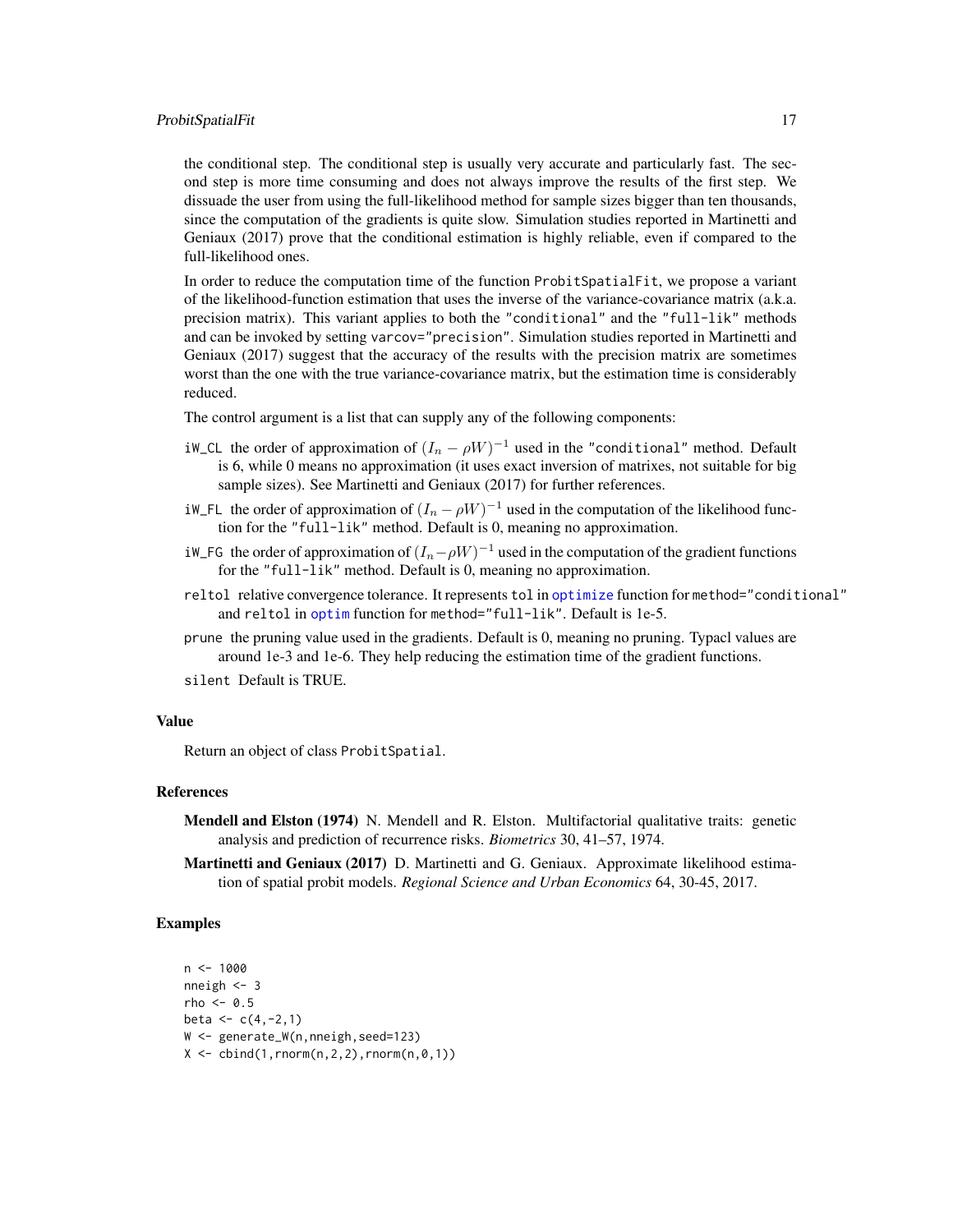the conditional step. The conditional step is usually very accurate and particularly fast. The second step is more time consuming and does not always improve the results of the first step. We dissuade the user from using the full-likelihood method for sample sizes bigger than ten thousands, since the computation of the gradients is quite slow. Simulation studies reported in Martinetti and Geniaux (2017) prove that the conditional estimation is highly reliable, even if compared to the full-likelihood ones.

In order to reduce the computation time of the function `ProbitSpatialFit`, we propose a variant of the likelihood-function estimation that uses the inverse of the variance-covariance matrix (a.k.a. precision matrix). This variant applies to both the `"conditional"` and the `"full-lik"` methods and can be invoked by setting `varcov="precision"`. Simulation studies reported in Martinetti and Geniaux (2017) suggest that the accuracy of the results with the precision matrix are sometimes worst than the one with the true variance-covariance matrix, but the estimation time is considerably reduced.

The control argument is a list that can supply any of the following components:

- `iW_CL` the order of approximation of $(I_n - \rho W)^{-1}$ used in the `"conditional"` method. Default is 6, while 0 means no approximation (it uses exact inversion of matrixes, not suitable for big sample sizes). See Martinetti and Geniaux (2017) for further references.
- `iW_FL` the order of approximation of $(I_n - \rho W)^{-1}$ used in the computation of the likelihood function for the `"full-lik"` method. Default is 0, meaning no approximation.
- `iW_FG` the order of approximation of $(I_n - \rho W)^{-1}$ used in the computation of the gradient functions for the `"full-lik"` method. Default is 0, meaning no approximation.
- `reltol` relative convergence tolerance. It represents `tol` in `optimize` function for `method="conditional"` and `reltol` in `optim` function for `method="full-lik"`. Default is 1e-5.
- `prune` the pruning value used in the gradients. Default is 0, meaning no pruning. Typacl values are around 1e-3 and 1e-6. They help reducing the estimation time of the gradient functions.
- `silent` Default is TRUE.

## Value

Return an object of class `ProbitSpatial`.

## References

**Mendell and Elston (1974)** N. Mendell and R. Elston. Multifactorial qualitative traits: genetic analysis and prediction of recurrence risks. *Biometrics* 30, 41–57, 1974.

**Martinetti and Geniaux (2017)** D. Martinetti and G. Geniaux. Approximate likelihood estimation of spatial probit models. *Regional Science and Urban Economics* 64, 30-45, 2017.

## Examples

```
n <- 1000
nneigh <- 3
rho <- 0.5
beta <- c(4,-2,1)
W <- generate_W(n,nneigh,seed=123)
X <- cbind(1,rnorm(n,2,2),rnorm(n,0,1))
```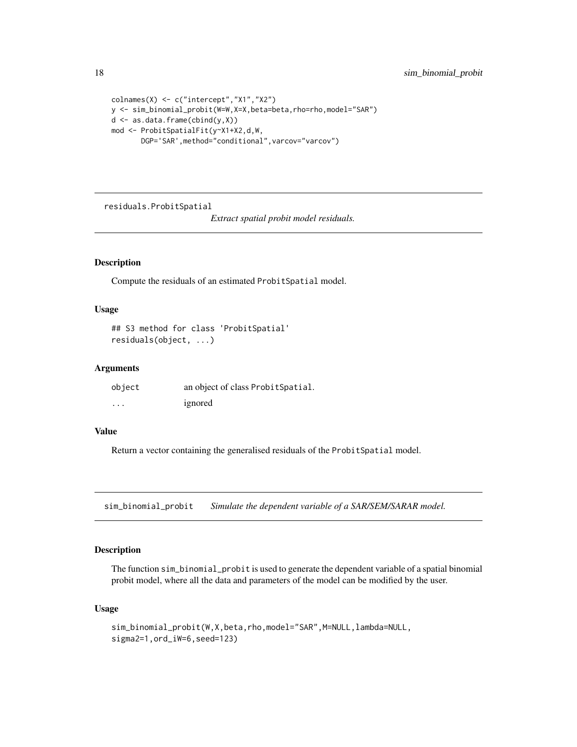```
colnames(X) <- c("intercept","X1","X2")
y <- sim_binomial_probit(W=W,X=X,beta=beta,rho=rho,model="SAR")
d <- as.data.frame(cbind(y,X))
mod <- ProbitSpatialFit(y~X1+X2,d,W,
       DGP='SAR',method="conditional",varcov="varcov")
```

## residuals.ProbitSpatial

*Extract spatial probit model residuals.*

### Description

Compute the residuals of an estimated ProbitSpatial model.

### Usage

```
## S3 method for class 'ProbitSpatial'
residuals(object, ...)
```

### Arguments

| | |
|---|---|
| object | an object of class ProbitSpatial. |
| ... | ignored |

### Value

Return a vector containing the generalised residuals of the ProbitSpatial model.

## sim_binomial_probit

*Simulate the dependent variable of a SAR/SEM/SARAR model.*

### Description

The function sim_binomial_probit is used to generate the dependent variable of a spatial binomial probit model, where all the data and parameters of the model can be modified by the user.

### Usage

```
sim_binomial_probit(W,X,beta,rho,model="SAR",M=NULL,lambda=NULL,
sigma2=1,ord_iW=6,seed=123)
```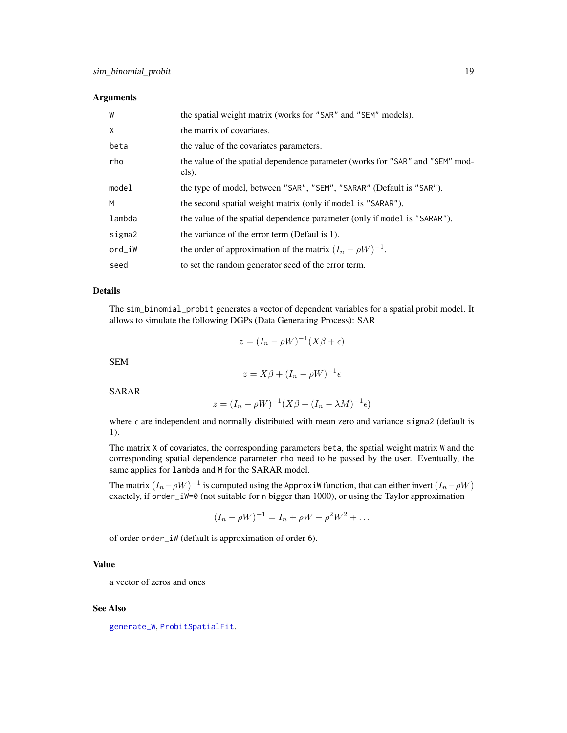### Arguments

| | |
|---|---|
| W | the spatial weight matrix (works for "SAR" and "SEM" models). |
| X | the matrix of covariates. |
| beta | the value of the covariates parameters. |
| rho | the value of the spatial dependence parameter (works for "SAR" and "SEM" models). |
| model | the type of model, between "SAR", "SEM", "SARAR" (Default is "SAR"). |
| M | the second spatial weight matrix (only if model is "SARAR"). |
| lambda | the value of the spatial dependence parameter (only if model is "SARAR"). |
| sigma2 | the variance of the error term (Defaul is 1). |
| ord_iW | the order of approximation of the matrix $(I_n - \rho W)^{-1}$. |
| seed | to set the random generator seed of the error term. |

### Details

The `sim_binomial_probit` generates a vector of dependent variables for a spatial probit model. It allows to simulate the following DGPs (Data Generating Process): SAR

$$z = (I_n - \rho W)^{-1}(X\beta + \epsilon)$$

SEM

$$z = X\beta + (I_n - \rho W)^{-1}\epsilon$$

SARAR

$$z = (I_n - \rho W)^{-1}(X\beta + (I_n - \lambda M)^{-1}\epsilon)$$

where $\epsilon$ are independent and normally distributed with mean zero and variance `sigma2` (default is 1).

The matrix `X` of covariates, the corresponding parameters `beta`, the spatial weight matrix `W` and the corresponding spatial dependence parameter `rho` need to be passed by the user. Eventually, the same applies for `lambda` and `M` for the SARAR model.

The matrix $(I_n - \rho W)^{-1}$ is computed using the `ApproxiW` function, that can either invert $(I_n - \rho W)$ exactely, if `order_iW=0` (not suitable for `n` bigger than 1000), or using the Taylor approximation

$$(I_n - \rho W)^{-1} = I_n + \rho W + \rho^2 W^2 + \ldots$$

of order `order_iW` (default is approximation of order 6).

### Value

a vector of zeros and ones

### See Also

generate_W, ProbitSpatialFit.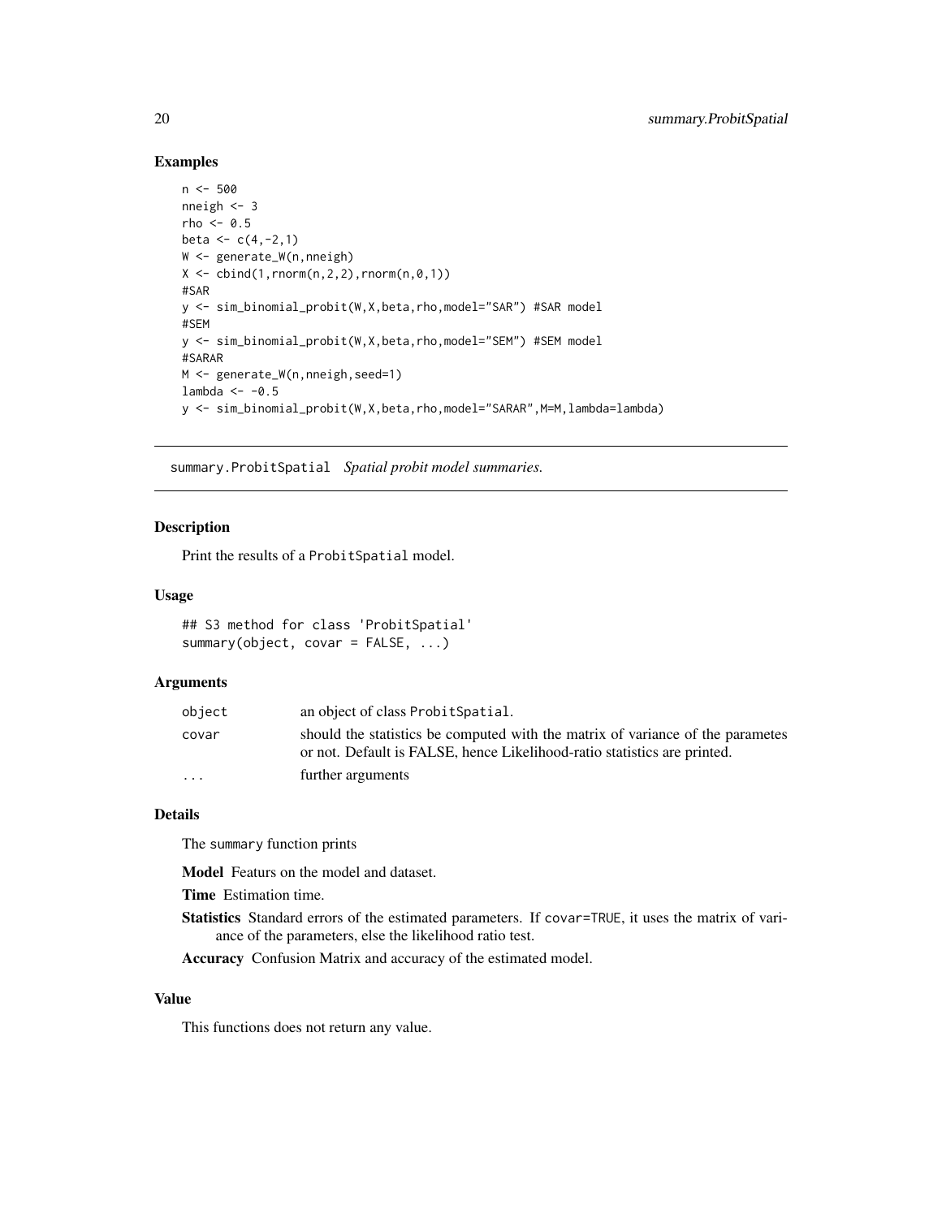## Examples

```
n <- 500
nneigh <- 3
rho <- 0.5
beta <- c(4,-2,1)
W <- generate_W(n,nneigh)
X <- cbind(1,rnorm(n,2,2),rnorm(n,0,1))
#SAR
y <- sim_binomial_probit(W,X,beta,rho,model="SAR") #SAR model
#SEM
y <- sim_binomial_probit(W,X,beta,rho,model="SEM") #SEM model
#SARAR
M <- generate_W(n,nneigh,seed=1)
lambda <- -0.5
y <- sim_binomial_probit(W,X,beta,rho,model="SARAR",M=M,lambda=lambda)
```

---

# summary.ProbitSpatial *Spatial probit model summaries.*

---

## Description

Print the results of a ProbitSpatial model.

## Usage

```
## S3 method for class 'ProbitSpatial'
summary(object, covar = FALSE, ...)
```

## Arguments

| | |
|---|---|
| object | an object of class ProbitSpatial. |
| covar | should the statistics be computed with the matrix of variance of the parametes or not. Default is FALSE, hence Likelihood-ratio statistics are printed. |
| ... | further arguments |

## Details

The summary function prints

**Model** Featurs on the model and dataset.

**Time** Estimation time.

**Statistics** Standard errors of the estimated parameters. If covar=TRUE, it uses the matrix of variance of the parameters, else the likelihood ratio test.

**Accuracy** Confusion Matrix and accuracy of the estimated model.

## Value

This functions does not return any value.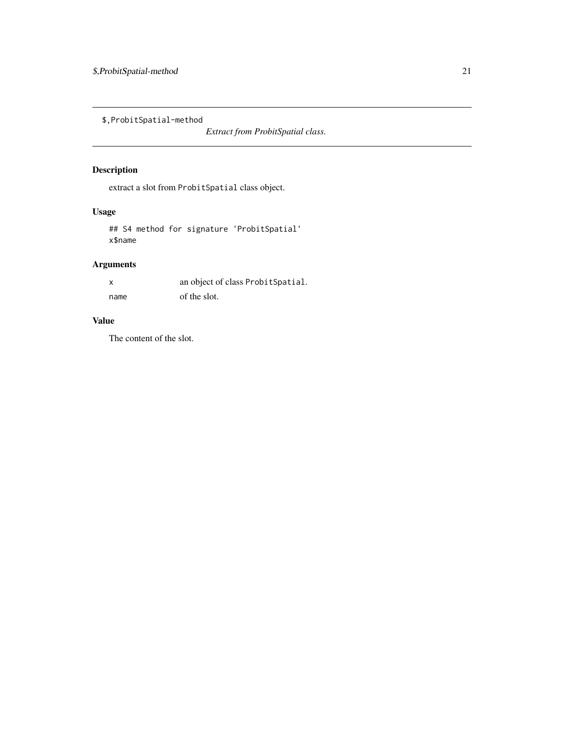`$,ProbitSpatial-method`

*Extract from ProbitSpatial class.*

## Description

extract a slot from `ProbitSpatial` class object.

## Usage

```
## S4 method for signature 'ProbitSpatial'
x$name
```

## Arguments

| | |
|---|---|
| `x` | an object of class `ProbitSpatial`. |
| `name` | of the slot. |

## Value

The content of the slot.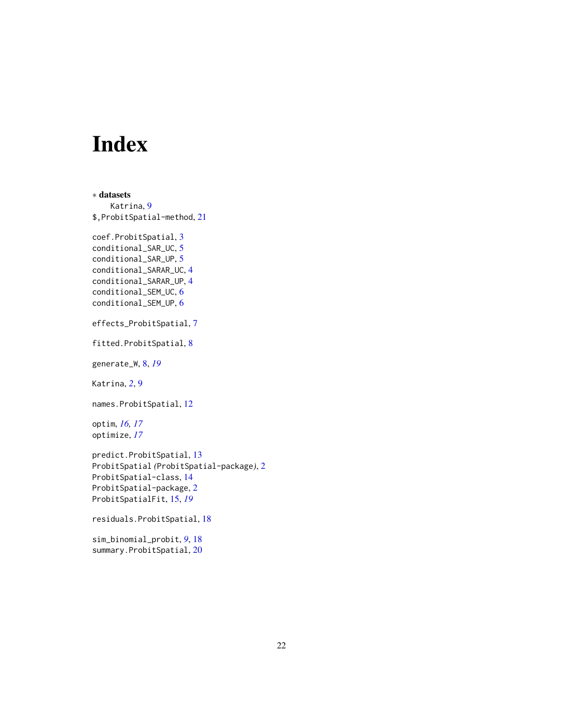# Index

∗ **datasets**
    Katrina, 9
$,ProbitSpatial-method, 21

coef.ProbitSpatial, 3
conditional_SAR_UC, 5
conditional_SAR_UP, 5
conditional_SARAR_UC, 4
conditional_SARAR_UP, 4
conditional_SEM_UC, 6
conditional_SEM_UP, 6

effects_ProbitSpatial, 7

fitted.ProbitSpatial, 8

generate_W, 8, *19*

Katrina, *2*, 9

names.ProbitSpatial, 12

optim, *16, 17*
optimize, *17*

predict.ProbitSpatial, 13
ProbitSpatial *(*ProbitSpatial-package*)*, 2
ProbitSpatial-class, 14
ProbitSpatial-package, 2
ProbitSpatialFit, 15, *19*

residuals.ProbitSpatial, 18

sim_binomial_probit, *9*, 18
summary.ProbitSpatial, 20